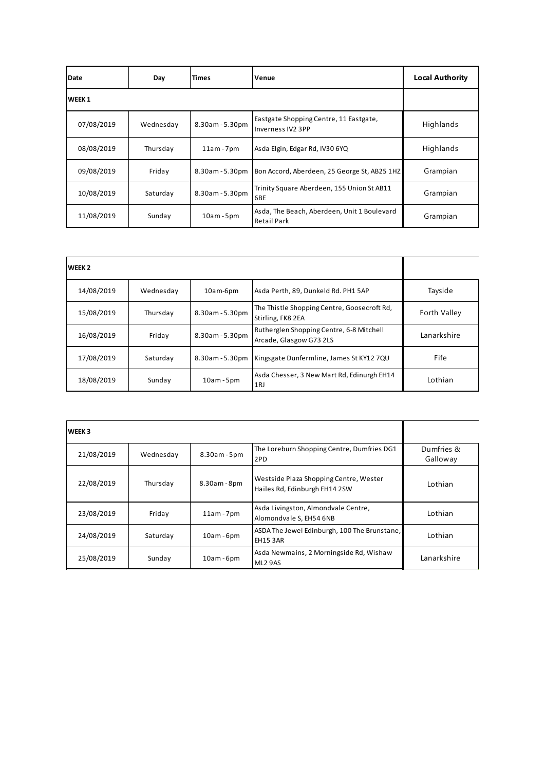| Date | Day | Times | Venue | Local Authority |
|---|---|---|---|---|
| **WEEK 1** | | | | |
| 07/08/2019 | Wednesday | 8.30am - 5.30pm | Eastgate Shopping Centre, 11 Eastgate, Inverness IV2 3PP | Highlands |
| 08/08/2019 | Thursday | 11am - 7pm | Asda Elgin, Edgar Rd, IV30 6YQ | Highlands |
| 09/08/2019 | Friday | 8.30am - 5.30pm | Bon Accord, Aberdeen, 25 George St, AB25 1HZ | Grampian |
| 10/08/2019 | Saturday | 8.30am - 5.30pm | Trinity Square Aberdeen, 155 Union St AB11 6BE | Grampian |
| 11/08/2019 | Sunday | 10am - 5pm | Asda, The Beach, Aberdeen, Unit 1 Boulevard Retail Park | Grampian |
| **WEEK 2** | | | | |
| 14/08/2019 | Wednesday | 10am-6pm | Asda Perth, 89, Dunkeld Rd. PH1 5AP | Tayside |
| 15/08/2019 | Thursday | 8.30am - 5.30pm | The Thistle Shopping Centre, Goosecroft Rd, Stirling, FK8 2EA | Forth Valley |
| 16/08/2019 | Friday | 8.30am - 5.30pm | Rutherglen Shopping Centre, 6-8 Mitchell Arcade, Glasgow G73 2LS | Lanarkshire |
| 17/08/2019 | Saturday | 8.30am - 5.30pm | Kingsgate Dunfermline, James St KY12 7QU | Fife |
| 18/08/2019 | Sunday | 10am - 5pm | Asda Chesser, 3 New Mart Rd, Edinurgh EH14 1RJ | Lothian |
| **WEEK 3** | | | | |
| 21/08/2019 | Wednesday | 8.30am - 5pm | The Loreburn Shopping Centre, Dumfries DG1 2PD | Dumfries & Galloway |
| 22/08/2019 | Thursday | 8.30am - 8pm | Westside Plaza Shopping Centre, Wester Hailes Rd, Edinburgh EH14 2SW | Lothian |
| 23/08/2019 | Friday | 11am - 7pm | Asda Livingston, Almondvale Centre, Alomondvale S, EH54 6NB | Lothian |
| 24/08/2019 | Saturday | 10am - 6pm | ASDA The Jewel Edinburgh, 100 The Brunstane, EH15 3AR | Lothian |
| 25/08/2019 | Sunday | 10am - 6pm | Asda Newmains, 2 Morningside Rd, Wishaw ML2 9AS | Lanarkshire |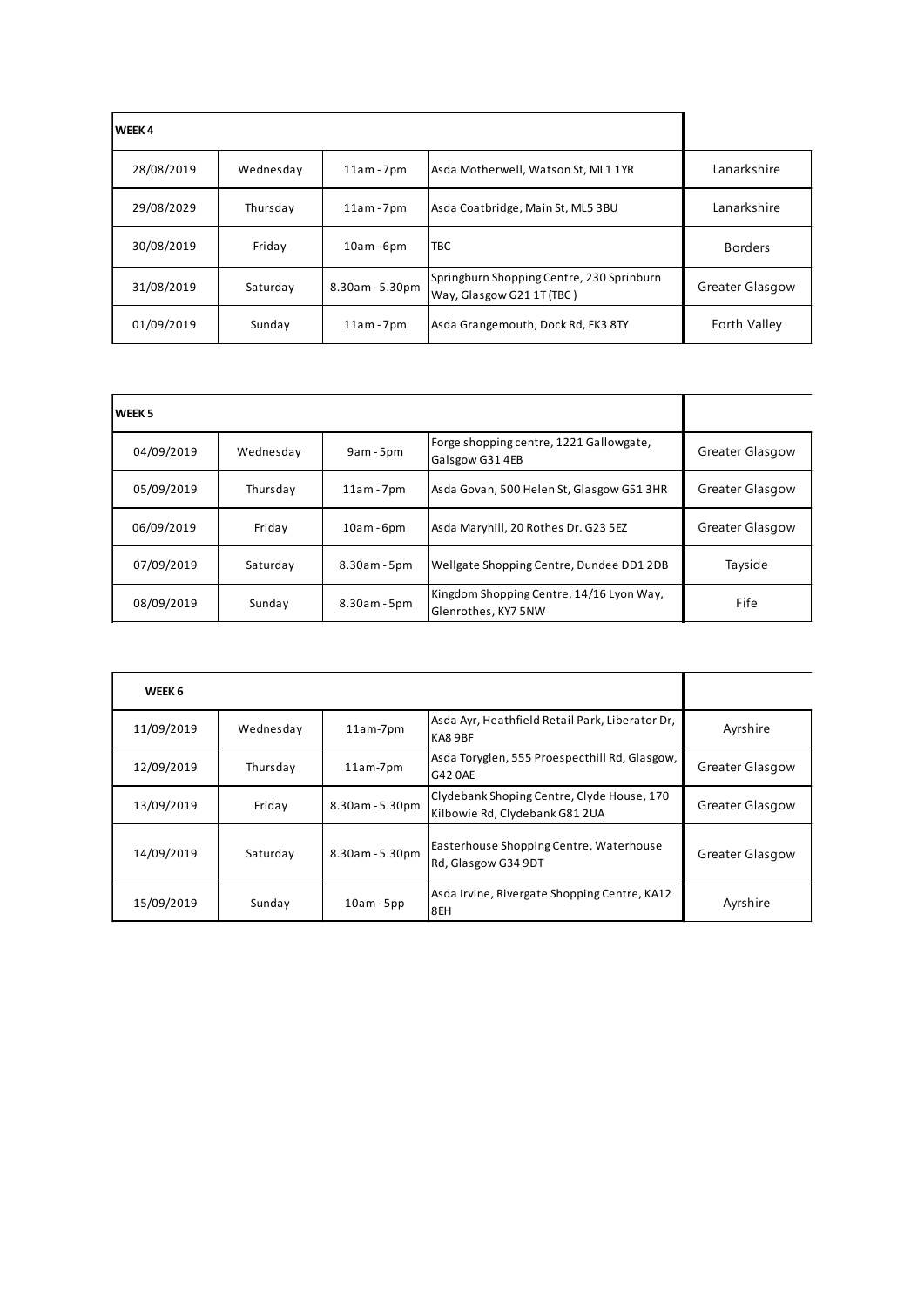| WEEK 4 | | | | |
|---|---|---|---|---|
| 28/08/2019 | Wednesday | 11am - 7pm | Asda Motherwell, Watson St, ML1 1YR | Lanarkshire |
| 29/08/2029 | Thursday | 11am - 7pm | Asda Coatbridge, Main St, ML5 3BU | Lanarkshire |
| 30/08/2019 | Friday | 10am - 6pm | TBC | Borders |
| 31/08/2019 | Saturday | 8.30am - 5.30pm | Springburn Shopping Centre, 230 Sprinburn Way, Glasgow G21 1T (TBC ) | Greater Glasgow |
| 01/09/2019 | Sunday | 11am - 7pm | Asda Grangemouth, Dock Rd, FK3 8TY | Forth Valley |

| WEEK 5 | | | | |
|---|---|---|---|---|
| 04/09/2019 | Wednesday | 9am - 5pm | Forge shopping centre, 1221 Gallowgate, Galsgow G31 4EB | Greater Glasgow |
| 05/09/2019 | Thursday | 11am - 7pm | Asda Govan, 500 Helen St, Glasgow G51 3HR | Greater Glasgow |
| 06/09/2019 | Friday | 10am - 6pm | Asda Maryhill, 20 Rothes Dr. G23 5EZ | Greater Glasgow |
| 07/09/2019 | Saturday | 8.30am - 5pm | Wellgate Shopping Centre, Dundee DD1 2DB | Tayside |
| 08/09/2019 | Sunday | 8.30am - 5pm | Kingdom Shopping Centre, 14/16 Lyon Way, Glenrothes, KY7 5NW | Fife |

| WEEK 6 | | | | |
|---|---|---|---|---|
| 11/09/2019 | Wednesday | 11am-7pm | Asda Ayr, Heathfield Retail Park, Liberator Dr, KA8 9BF | Ayrshire |
| 12/09/2019 | Thursday | 11am-7pm | Asda Toryglen, 555 Proespecthill Rd, Glasgow, G42 0AE | Greater Glasgow |
| 13/09/2019 | Friday | 8.30am - 5.30pm | Clydebank Shoping Centre, Clyde House, 170 Kilbowie Rd, Clydebank G81 2UA | Greater Glasgow |
| 14/09/2019 | Saturday | 8.30am - 5.30pm | Easterhouse Shopping Centre, Waterhouse Rd, Glasgow G34 9DT | Greater Glasgow |
| 15/09/2019 | Sunday | 10am - 5pp | Asda Irvine, Rivergate Shopping Centre, KA12 8EH | Ayrshire |